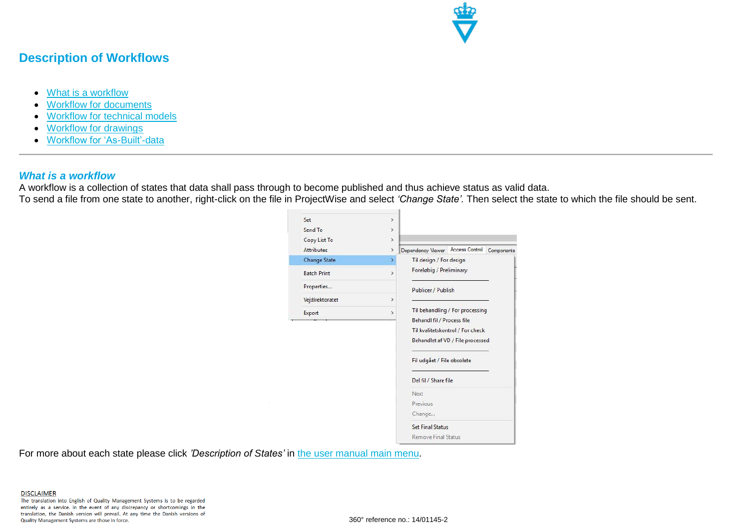# Description of Workflows

- [What is a workflow]
- [Workflow for documents]
- [Workflow for technical models]
- [Workflow for drawings]
- [Workflow for 'As-Built'-data]

---

## *What is a workflow*

A workflow is a collection of states that data shall pass through to become published and thus achieve status as valid data.
To send a file from one state to another, right-click on the file in ProjectWise and select *'Change State'.* Then select the state to which the file should be sent.

For more about each state please click *'Description of States'* in the user manual main menu.

**DISCLAIMER**
The translation into English of Quality Management Systems is to be regarded entirely as a service. In the event of any discrepancy or shortcomings in the translation, the Danish version will prevail. At any time the Danish versions of Quality Management Systems are those in force.

360° reference no.: 14/01145-2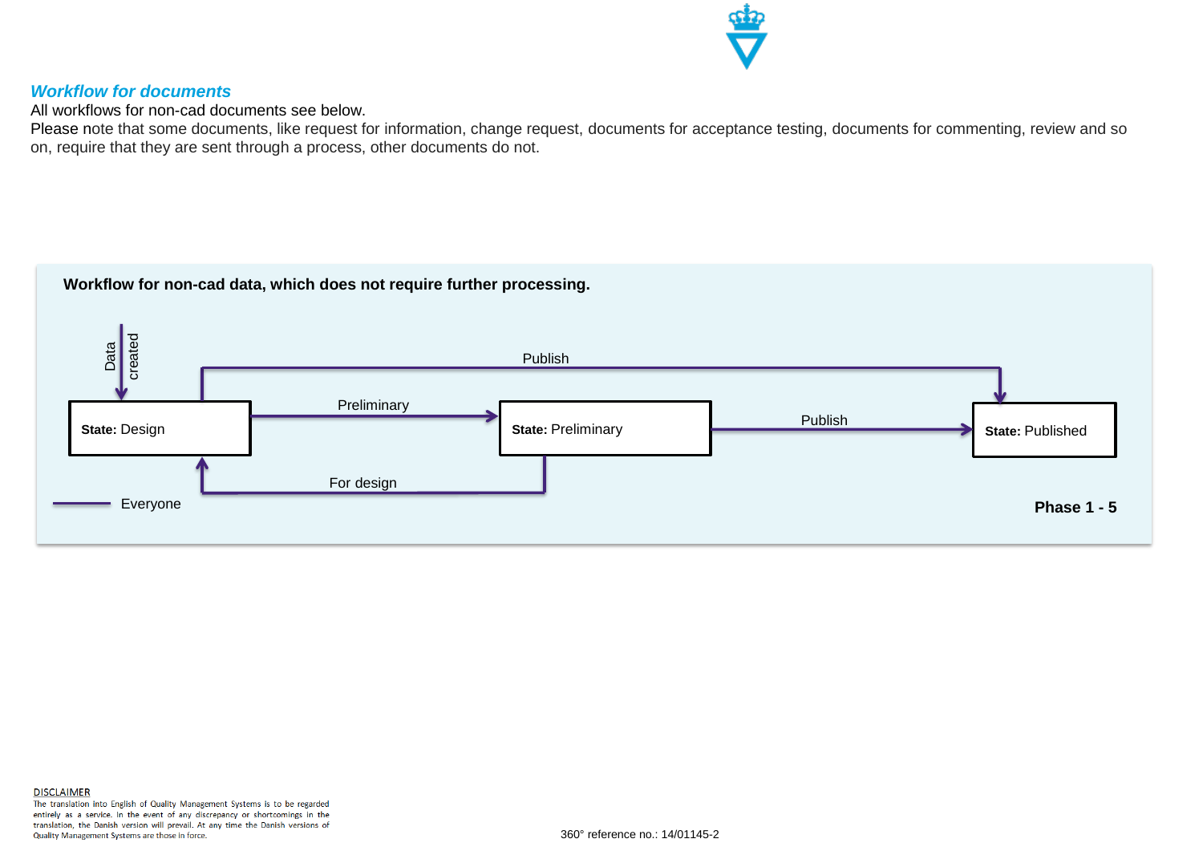## *Workflow for documents*

All workflows for non-cad documents see below.

Please note that some documents, like request for information, change request, documents for acceptance testing, documents for commenting, review and so on, require that they are sent through a process, other documents do not.

**Workflow for non-cad data, which does not require further processing.**

Data created

Publish

Preliminary

Publish

**State:** Design

**State:** Preliminary

**State:** Published

For design

Everyone

**Phase 1 - 5**

DISCLAIMER

The translation into English of Quality Management Systems is to be regarded entirely as a service. In the event of any discrepancy or shortcomings in the translation, the Danish version will prevail. At any time the Danish versions of Quality Management Systems are those in force.

360° reference no.: 14/01145-2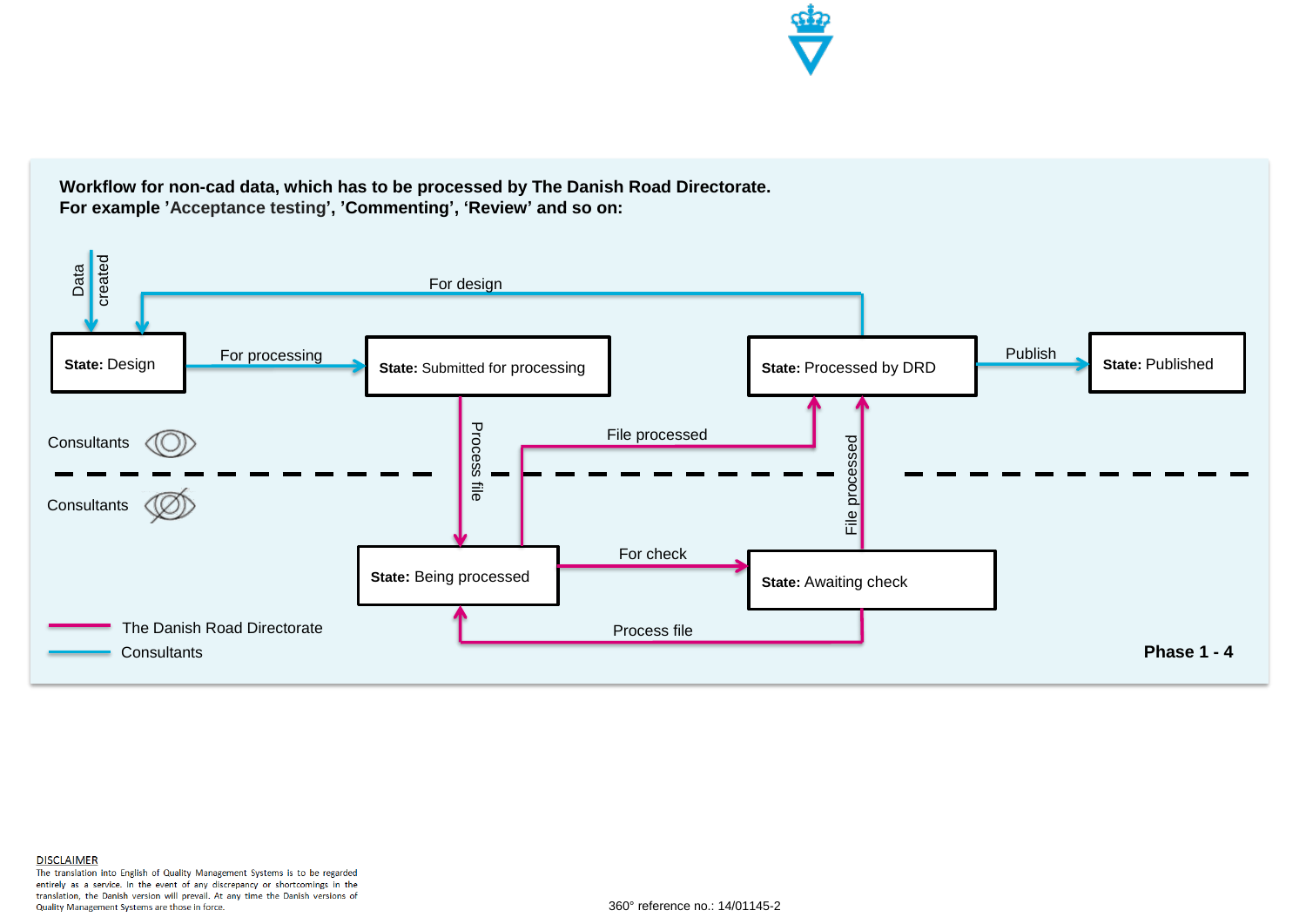**Workflow for non-cad data, which has to be processed by The Danish Road Directorate.**
**For example 'Acceptance testing', 'Commenting', 'Review' and so on:**

Data created

For design

**State:** Design

For processing

**State:** Submitted for processing

**State:** Processed by DRD

Publish

**State:** Published

Consultants

Process file

File processed

File processed

Consultants

**State:** Being processed

For check

**State:** Awaiting check

Process file

The Danish Road Directorate

Consultants

**Phase 1 - 4**

DISCLAIMER

The translation into English of Quality Management Systems is to be regarded entirely as a service. In the event of any discrepancy or shortcomings in the translation, the Danish version will prevail. At any time the Danish versions of Quality Management Systems are those in force.

360° reference no.: 14/01145-2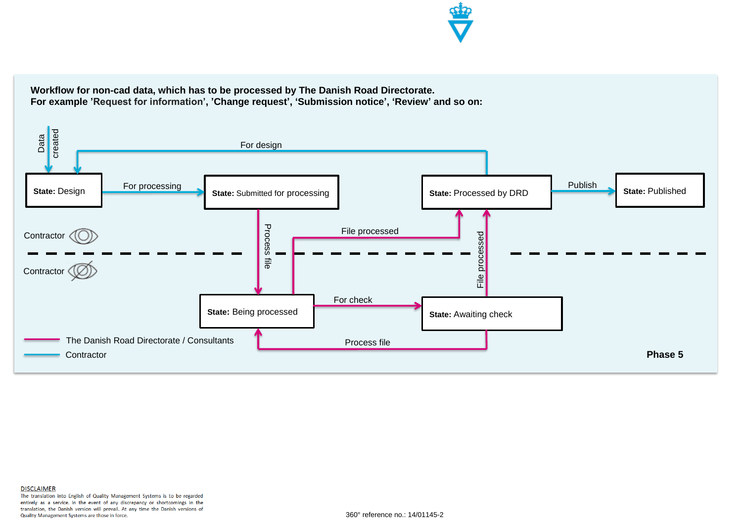**Workflow for non-cad data, which has to be processed by The Danish Road Directorate.**
**For example 'Request for information', 'Change request', 'Submission notice', 'Review' and so on:**

Data created

For design

**State:** Design

For processing

**State:** Submitted for processing

**State:** Processed by DRD

Publish

**State:** Published

Contractor

Process file

File processed

File processed

Contractor

**State:** Being processed

For check

**State:** Awaiting check

Process file

The Danish Road Directorate / Consultants

Contractor

**Phase 5**

DISCLAIMER
The translation into English of Quality Management Systems is to be regarded entirely as a service. In the event of any discrepancy or shortcomings in the translation, the Danish version will prevail. At any time the Danish versions of Quality Management Systems are those in force.

360° reference no.: 14/01145-2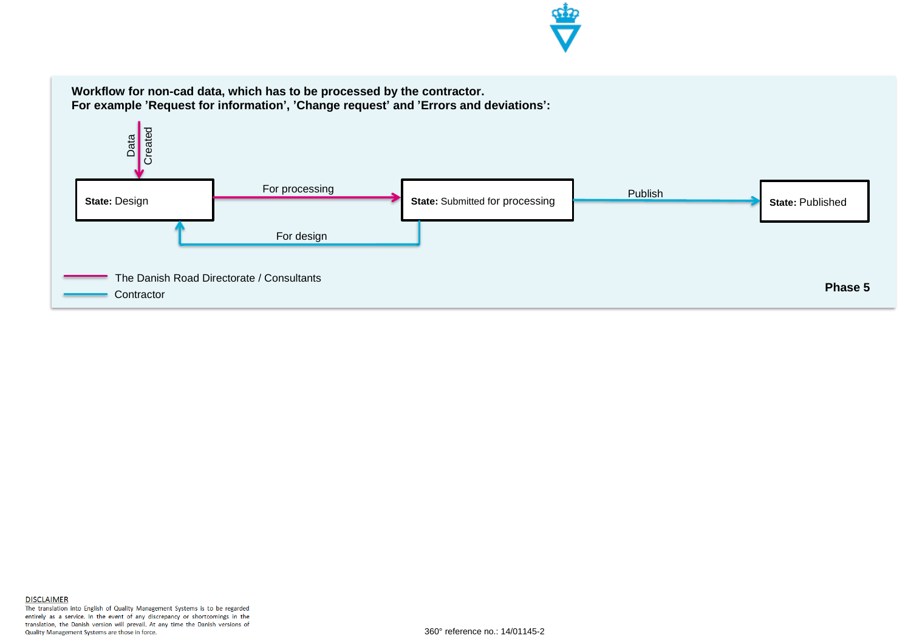**Workflow for non-cad data, which has to be processed by the contractor.**
**For example ’Request for information’, ’Change request’ and ’Errors and deviations’:**

Data Created

**State:** Design

For processing

**State:** Submitted for processing

Publish

**State:** Published

For design

The Danish Road Directorate / Consultants

Contractor

**Phase 5**

DISCLAIMER
The translation into English of Quality Management Systems is to be regarded entirely as a service. In the event of any discrepancy or shortcomings in the translation, the Danish version will prevail. At any time the Danish versions of Quality Management Systems are those in force.

360° reference no.: 14/01145-2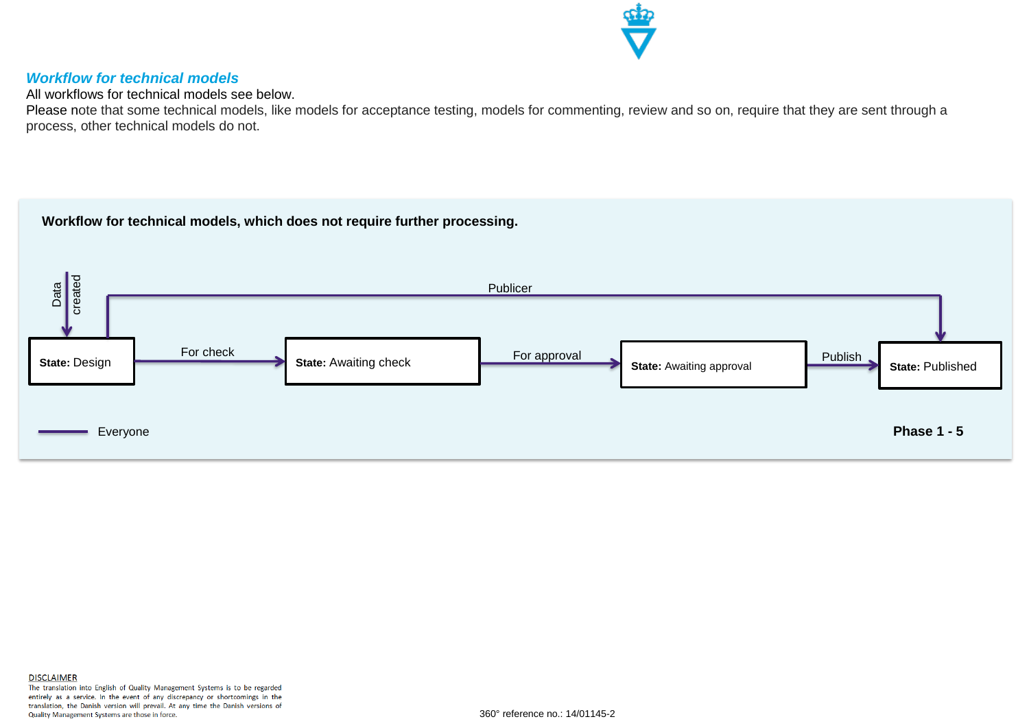## *Workflow for technical models*

All workflows for technical models see below.

Please note that some technical models, like models for acceptance testing, models for commenting, review and so on, require that they are sent through a process, other technical models do not.

**Workflow for technical models, which does not require further processing.**

Data created

Publicer

**State:** Design — For check → **State:** Awaiting check — For approval → **State:** Awaiting approval — Publish → **State:** Published

Everyone

**Phase 1 - 5**

DISCLAIMER

The translation into English of Quality Management Systems is to be regarded entirely as a service. In the event of any discrepancy or shortcomings in the translation, the Danish version will prevail. At any time the Danish versions of Quality Management Systems are those in force.

360° reference no.: 14/01145-2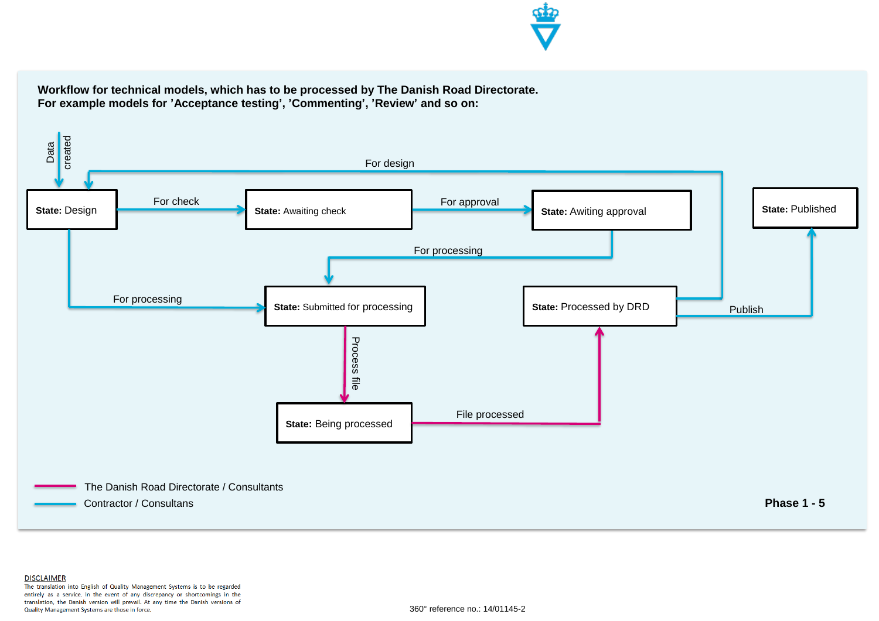**Workflow for technical models, which has to be processed by The Danish Road Directorate.**
**For example models for 'Acceptance testing', 'Commenting', 'Review' and so on:**

Data created

**State:** Design

For check

**State:** Awaiting check

For approval

**State:** Awiting approval

For design

**State:** Published

For processing

For processing

**State:** Submitted for processing

**State:** Processed by DRD

Publish

Process file

**State:** Being processed

File processed

The Danish Road Directorate / Consultants

Contractor / Consultans

**Phase 1 - 5**

DISCLAIMER

The translation into English of Quality Management Systems is to be regarded entirely as a service. In the event of any discrepancy or shortcomings in the translation, the Danish version will prevail. At any time the Danish versions of Quality Management Systems are those in force.

360° reference no.: 14/01145-2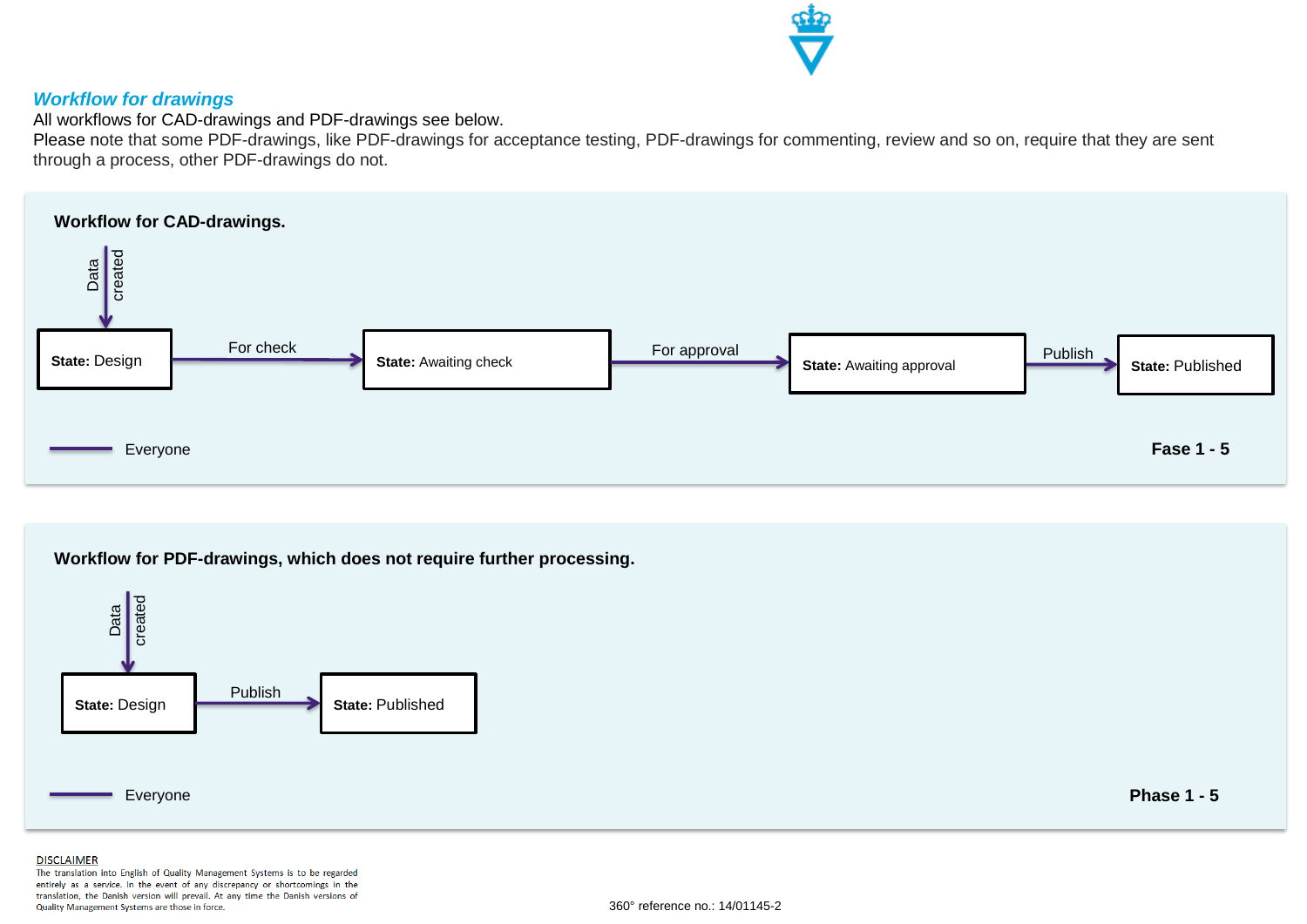## *Workflow for drawings*

All workflows for CAD-drawings and PDF-drawings see below.
Please note that some PDF-drawings, like PDF-drawings for acceptance testing, PDF-drawings for commenting, review and so on, require that they are sent through a process, other PDF-drawings do not.

### Workflow for CAD-drawings.

Data created → **State:** Design → For check → **State:** Awaiting check → For approval → **State:** Awaiting approval → Publish → **State:** Published

Everyone

**Fase 1 - 5**

### Workflow for PDF-drawings, which does not require further processing.

Data created → **State:** Design → Publish → **State:** Published

Everyone

**Phase 1 - 5**

DISCLAIMER
The translation into English of Quality Management Systems is to be regarded entirely as a service. In the event of any discrepancy or shortcomings in the translation, the Danish version will prevail. At any time the Danish versions of Quality Management Systems are those in force.

360° reference no.: 14/01145-2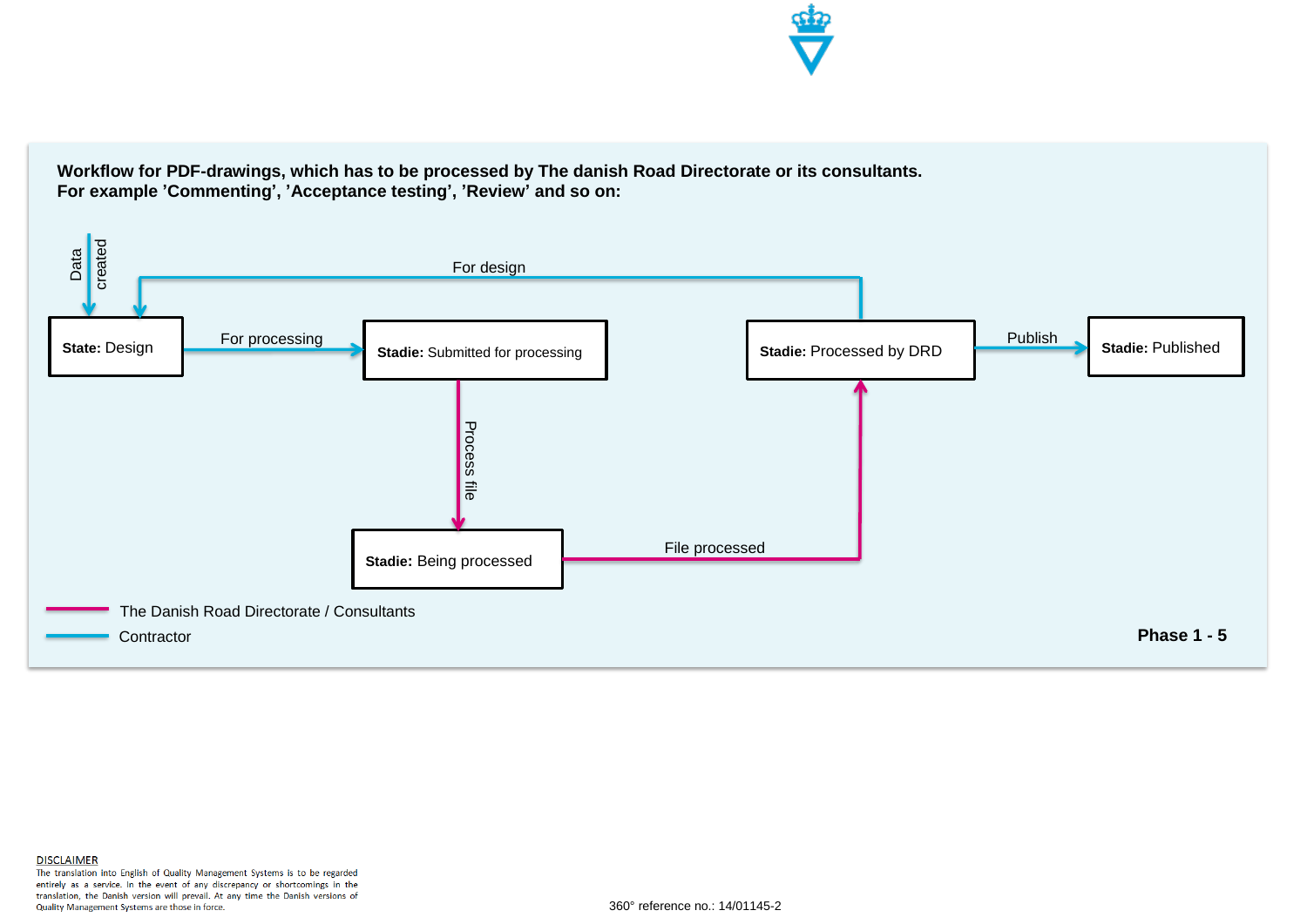**Workflow for PDF-drawings, which has to be processed by The danish Road Directorate or its consultants.**
**For example 'Commenting', 'Acceptance testing', 'Review' and so on:**

Data created

For design

**State:** Design

For processing

**Stadie:** Submitted for processing

**Stadie:** Processed by DRD

Publish

**Stadie:** Published

Process file

**Stadie:** Being processed

File processed

The Danish Road Directorate / Consultants

Contractor

**Phase 1 - 5**

DISCLAIMER
The translation into English of Quality Management Systems is to be regarded entirely as a service. In the event of any discrepancy or shortcomings in the translation, the Danish version will prevail. At any time the Danish versions of Quality Management Systems are those in force.

360° reference no.: 14/01145-2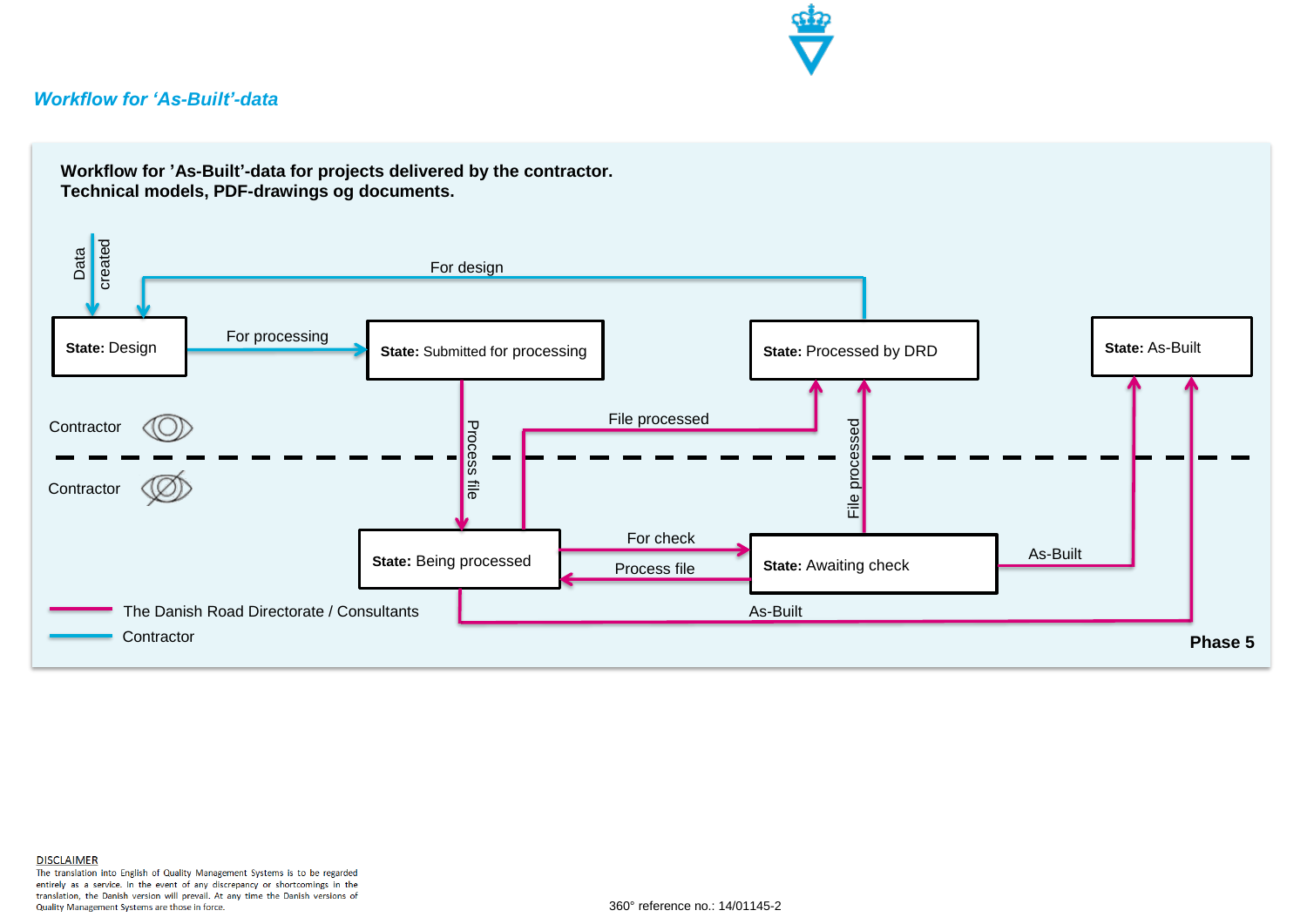## *Workflow for 'As-Built'-data*

**Workflow for 'As-Built'-data for projects delivered by the contractor.**
**Technical models, PDF-drawings og documents.**

Data created

For design

**State:** Design

For processing

**State:** Submitted for processing

**State:** Processed by DRD

**State:** As-Built

Contractor

Contractor

Process file

File processed

File processed

**State:** Being processed

For check

Process file

**State:** Awaiting check

As-Built

As-Built

The Danish Road Directorate / Consultants

Contractor

**Phase 5**

DISCLAIMER
The translation into English of Quality Management Systems is to be regarded entirely as a service. In the event of any discrepancy or shortcomings in the translation, the Danish version will prevail. At any time the Danish versions of Quality Management Systems are those in force.

360° reference no.: 14/01145-2